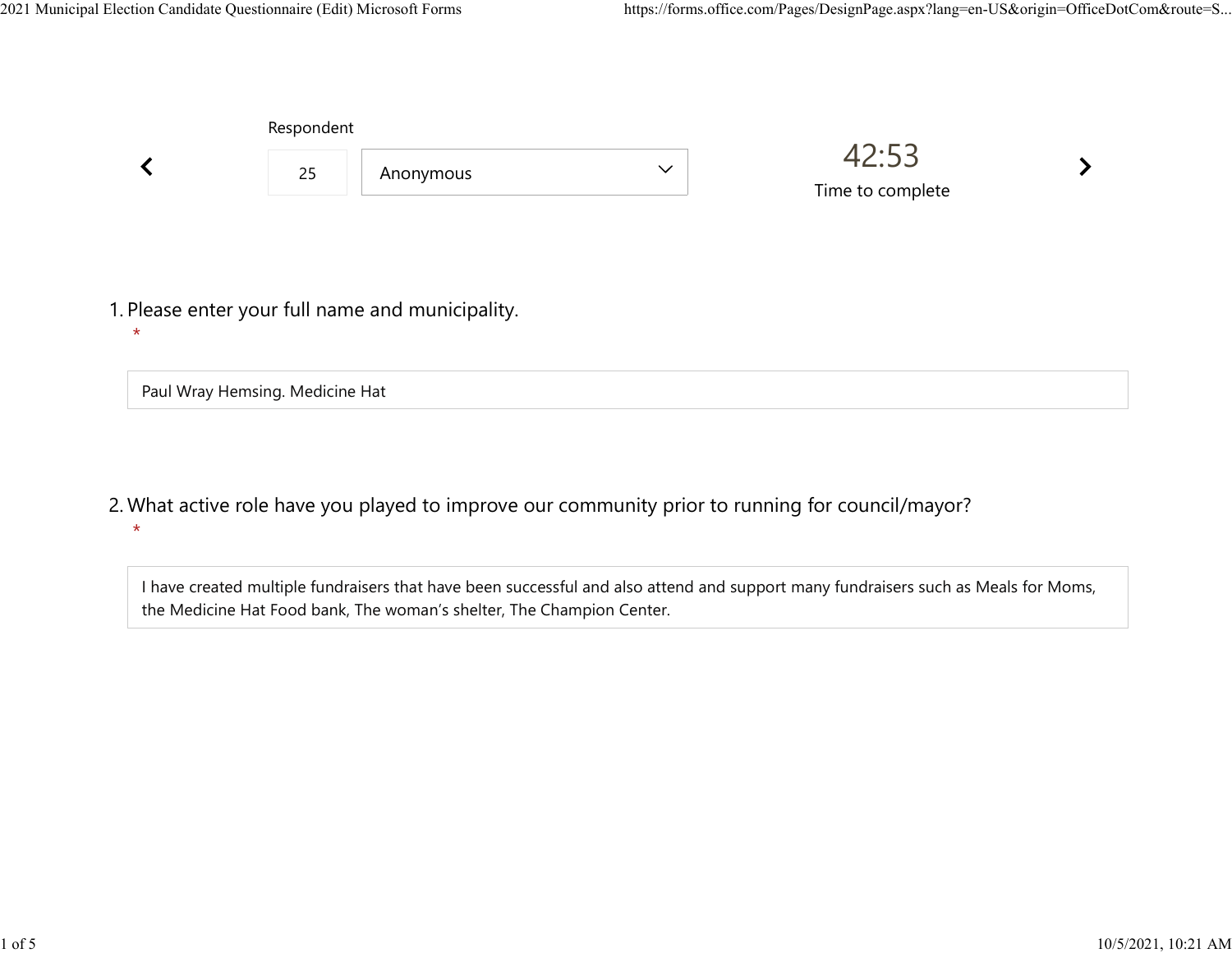Respondent

25 | Anonymous

42:53

Time to complete

1. Please enter your full name and municipality.
*

Paul Wray Hemsing. Medicine Hat

2. What active role have you played to improve our community prior to running for council/mayor?
*

I have created multiple fundraisers that have been successful and also attend and support many fundraisers such as Meals for Moms, the Medicine Hat Food bank, The woman’s shelter, The Champion Center.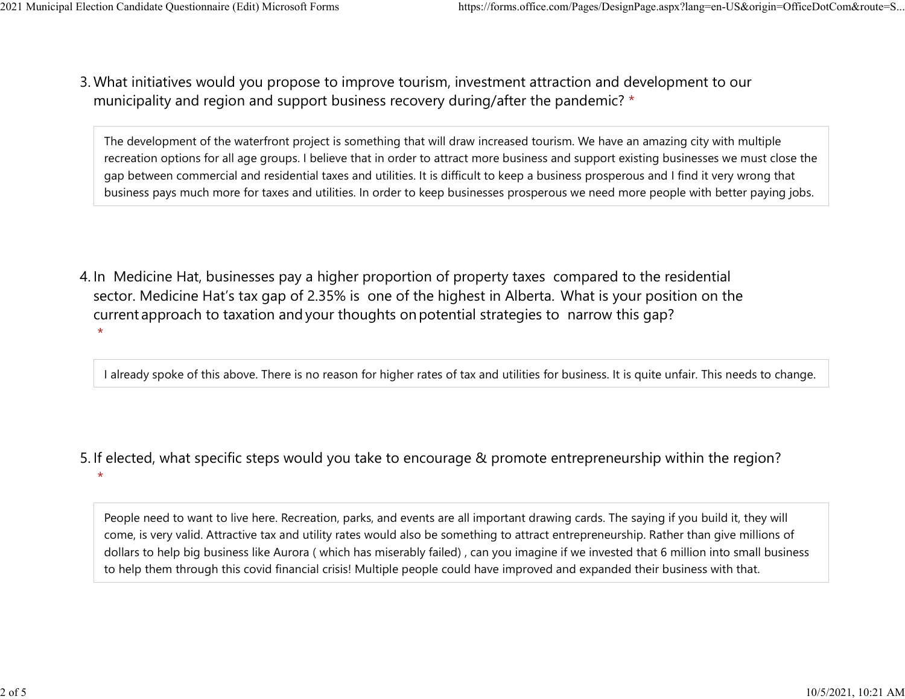3. What initiatives would you propose to improve tourism, investment attraction and development to our municipality and region and support business recovery during/after the pandemic? *

The development of the waterfront project is something that will draw increased tourism. We have an amazing city with multiple recreation options for all age groups. I believe that in order to attract more business and support existing businesses we must close the gap between commercial and residential taxes and utilities. It is difficult to keep a business prosperous and I find it very wrong that business pays much more for taxes and utilities. In order to keep businesses prosperous we need more people with better paying jobs.

4. In Medicine Hat, businesses pay a higher proportion of property taxes compared to the residential sector. Medicine Hat's tax gap of 2.35% is one of the highest in Alberta. What is your position on the current approach to taxation and your thoughts on potential strategies to narrow this gap? *

I already spoke of this above. There is no reason for higher rates of tax and utilities for business. It is quite unfair. This needs to change.

5. If elected, what specific steps would you take to encourage & promote entrepreneurship within the region? *

People need to want to live here. Recreation, parks, and events are all important drawing cards. The saying if you build it, they will come, is very valid. Attractive tax and utility rates would also be something to attract entrepreneurship. Rather than give millions of dollars to help big business like Aurora ( which has miserably failed) , can you imagine if we invested that 6 million into small business to help them through this covid financial crisis! Multiple people could have improved and expanded their business with that.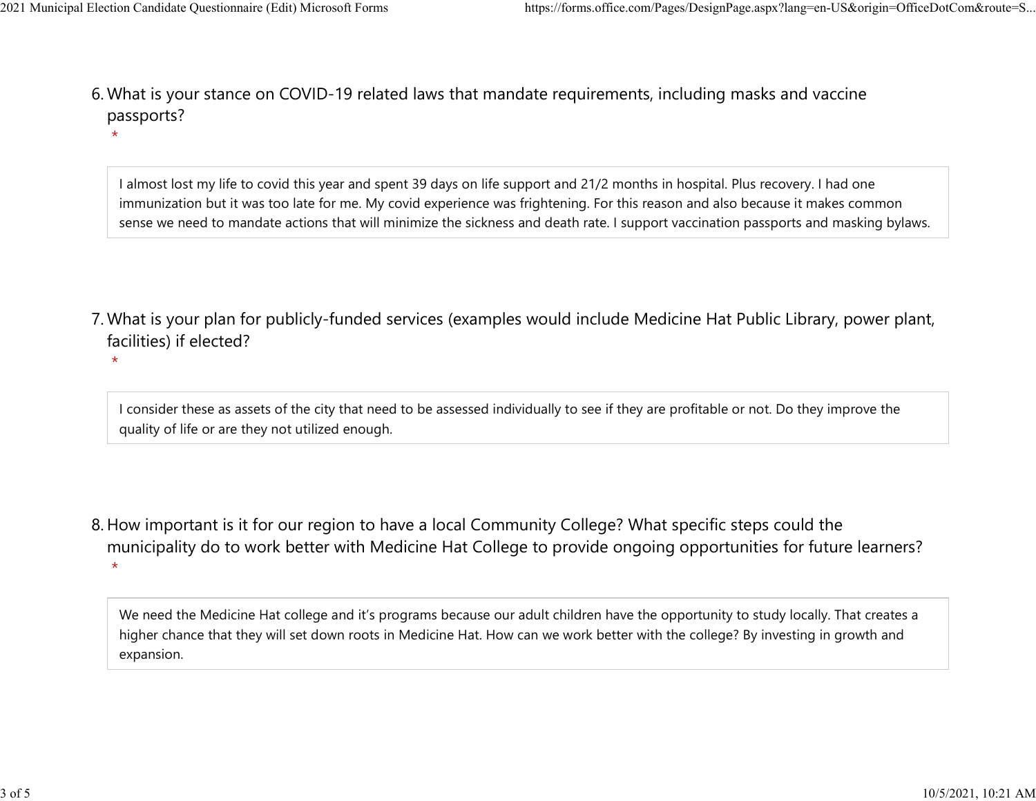6. What is your stance on COVID-19 related laws that mandate requirements, including masks and vaccine passports?
   *

   I almost lost my life to covid this year and spent 39 days on life support and 21/2 months in hospital. Plus recovery. I had one immunization but it was too late for me. My covid experience was frightening. For this reason and also because it makes common sense we need to mandate actions that will minimize the sickness and death rate. I support vaccination passports and masking bylaws.

7. What is your plan for publicly-funded services (examples would include Medicine Hat Public Library, power plant, facilities) if elected?
   *

   I consider these as assets of the city that need to be assessed individually to see if they are profitable or not. Do they improve the quality of life or are they not utilized enough.

8. How important is it for our region to have a local Community College? What specific steps could the municipality do to work better with Medicine Hat College to provide ongoing opportunities for future learners?
   *

   We need the Medicine Hat college and it's programs because our adult children have the opportunity to study locally. That creates a higher chance that they will set down roots in Medicine Hat. How can we work better with the college? By investing in growth and expansion.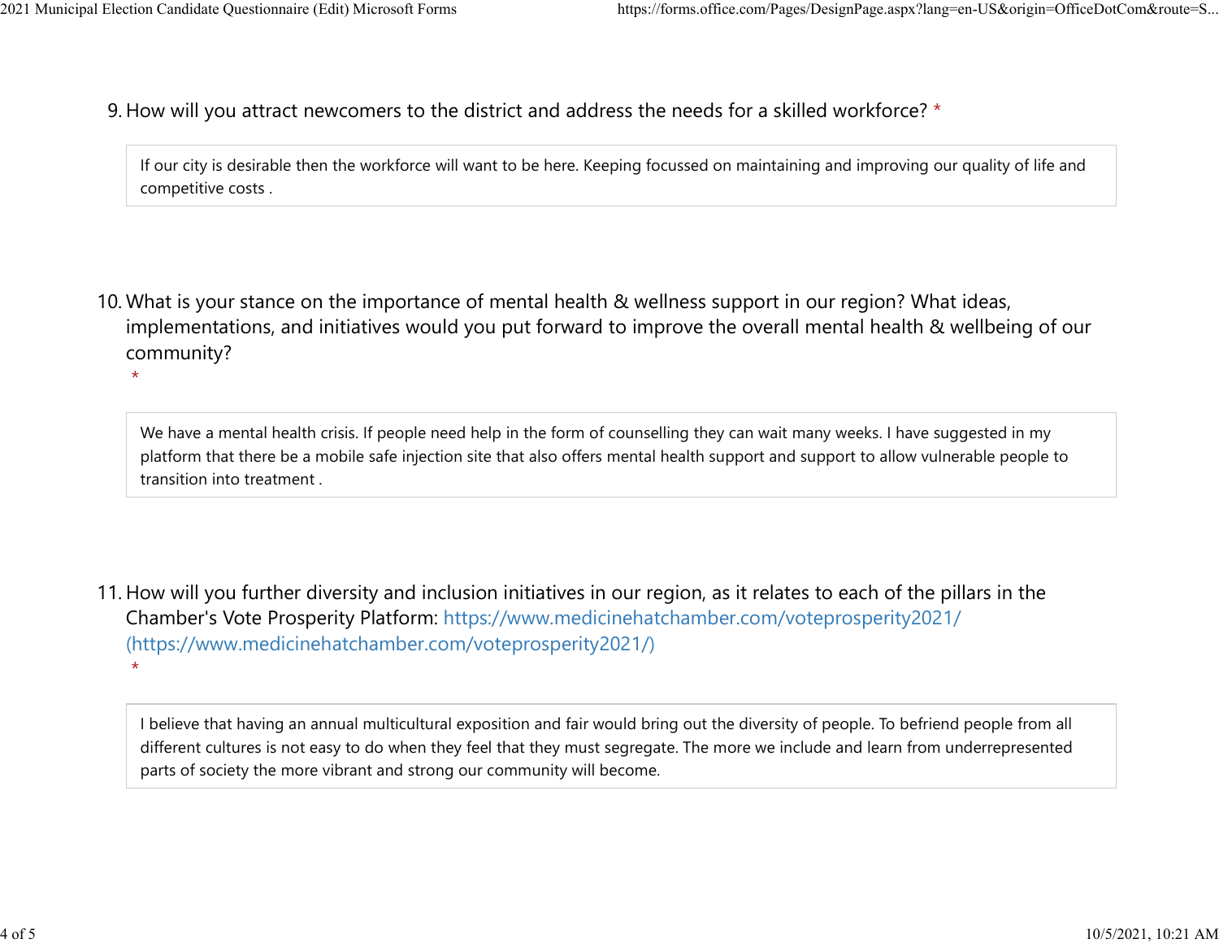9. How will you attract newcomers to the district and address the needs for a skilled workforce? *

> If our city is desirable then the workforce will want to be here. Keeping focussed on maintaining and improving our quality of life and competitive costs .

10. What is your stance on the importance of mental health & wellness support in our region? What ideas, implementations, and initiatives would you put forward to improve the overall mental health & wellbeing of our community? *

> We have a mental health crisis. If people need help in the form of counselling they can wait many weeks. I have suggested in my platform that there be a mobile safe injection site that also offers mental health support and support to allow vulnerable people to transition into treatment .

11. How will you further diversity and inclusion initiatives in our region, as it relates to each of the pillars in the Chamber's Vote Prosperity Platform: https://www.medicinehatchamber.com/voteprosperity2021/ (https://www.medicinehatchamber.com/voteprosperity2021/) *

> I believe that having an annual multicultural exposition and fair would bring out the diversity of people. To befriend people from all different cultures is not easy to do when they feel that they must segregate. The more we include and learn from underrepresented parts of society the more vibrant and strong our community will become.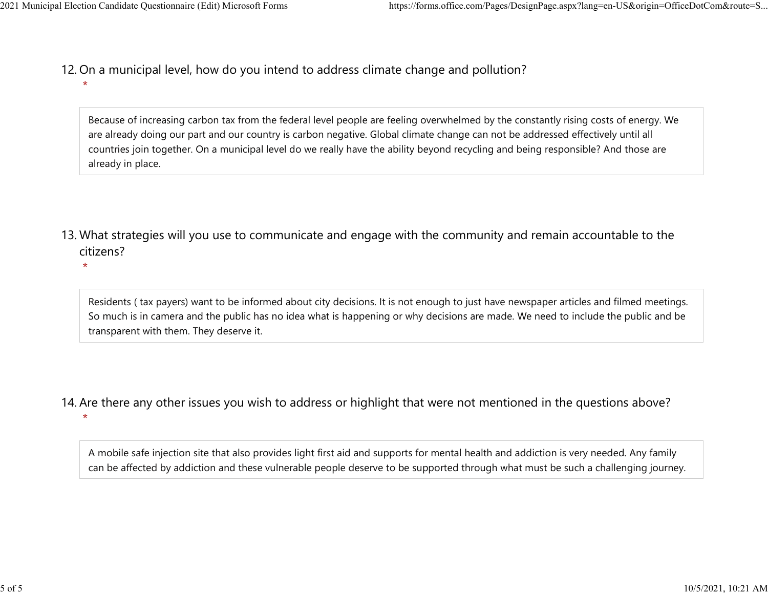12. On a municipal level, how do you intend to address climate change and pollution?
*

Because of increasing carbon tax from the federal level people are feeling overwhelmed by the constantly rising costs of energy. We are already doing our part and our country is carbon negative. Global climate change can not be addressed effectively until all countries join together. On a municipal level do we really have the ability beyond recycling and being responsible? And those are already in place.

13. What strategies will you use to communicate and engage with the community and remain accountable to the citizens?
*

Residents ( tax payers) want to be informed about city decisions. It is not enough to just have newspaper articles and filmed meetings. So much is in camera and the public has no idea what is happening or why decisions are made. We need to include the public and be transparent with them. They deserve it.

14. Are there any other issues you wish to address or highlight that were not mentioned in the questions above?
*

A mobile safe injection site that also provides light first aid and supports for mental health and addiction is very needed. Any family can be affected by addiction and these vulnerable people deserve to be supported through what must be such a challenging journey.